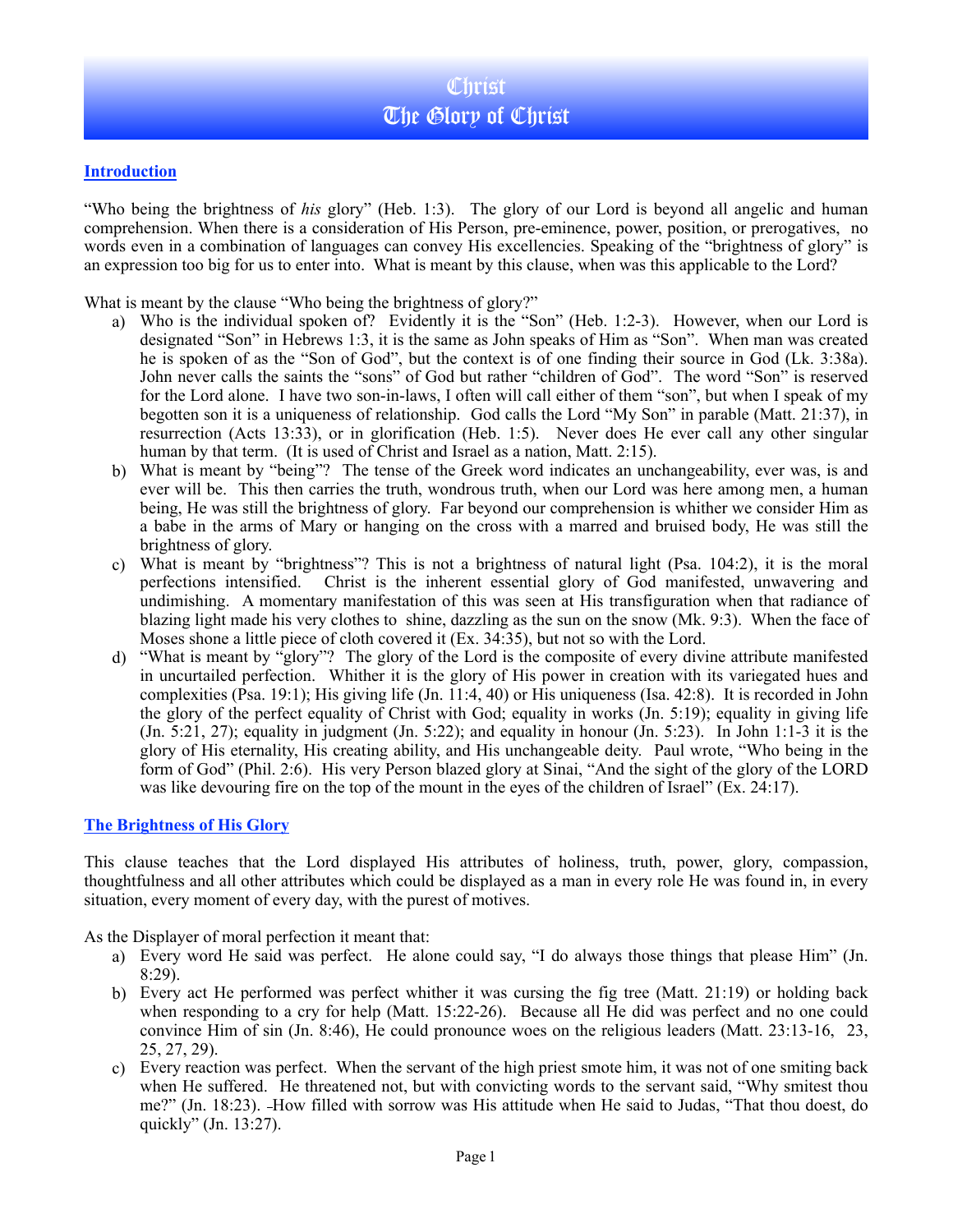# Christ
## The Glory of Christ

### Introduction

"Who being the brightness of *his* glory" (Heb. 1:3). The glory of our Lord is beyond all angelic and human comprehension. When there is a consideration of His Person, pre-eminence, power, position, or prerogatives, no words even in a combination of languages can convey His excellencies. Speaking of the "brightness of glory" is an expression too big for us to enter into. What is meant by this clause, when was this applicable to the Lord?

What is meant by the clause "Who being the brightness of glory?"

a) Who is the individual spoken of? Evidently it is the "Son" (Heb. 1:2-3). However, when our Lord is designated "Son" in Hebrews 1:3, it is the same as John speaks of Him as "Son". When man was created he is spoken of as the "Son of God", but the context is of one finding their source in God (Lk. 3:38a). John never calls the saints the "sons" of God but rather "children of God". The word "Son" is reserved for the Lord alone. I have two son-in-laws, I often will call either of them "son", but when I speak of my begotten son it is a uniqueness of relationship. God calls the Lord "My Son" in parable (Matt. 21:37), in resurrection (Acts 13:33), or in glorification (Heb. 1:5). Never does He ever call any other singular human by that term. (It is used of Christ and Israel as a nation, Matt. 2:15).
b) What is meant by "being"? The tense of the Greek word indicates an unchangeability, ever was, is and ever will be. This then carries the truth, wondrous truth, when our Lord was here among men, a human being, He was still the brightness of glory. Far beyond our comprehension is whither we consider Him as a babe in the arms of Mary or hanging on the cross with a marred and bruised body, He was still the brightness of glory.
c) What is meant by "brightness"? This is not a brightness of natural light (Psa. 104:2), it is the moral perfections intensified. Christ is the inherent essential glory of God manifested, unwavering and undimishing. A momentary manifestation of this was seen at His transfiguration when that radiance of blazing light made his very clothes to shine, dazzling as the sun on the snow (Mk. 9:3). When the face of Moses shone a little piece of cloth covered it (Ex. 34:35), but not so with the Lord.
d) "What is meant by "glory"? The glory of the Lord is the composite of every divine attribute manifested in uncurtailed perfection. Whither it is the glory of His power in creation with its variegated hues and complexities (Psa. 19:1); His giving life (Jn. 11:4, 40) or His uniqueness (Isa. 42:8). It is recorded in John the glory of the perfect equality of Christ with God; equality in works (Jn. 5:19); equality in giving life (Jn. 5:21, 27); equality in judgment (Jn. 5:22); and equality in honour (Jn. 5:23). In John 1:1-3 it is the glory of His eternality, His creating ability, and His unchangeable deity. Paul wrote, "Who being in the form of God" (Phil. 2:6). His very Person blazed glory at Sinai, "And the sight of the glory of the LORD was like devouring fire on the top of the mount in the eyes of the children of Israel" (Ex. 24:17).

### The Brightness of His Glory

This clause teaches that the Lord displayed His attributes of holiness, truth, power, glory, compassion, thoughtfulness and all other attributes which could be displayed as a man in every role He was found in, in every situation, every moment of every day, with the purest of motives.

As the Displayer of moral perfection it meant that:

a) Every word He said was perfect. He alone could say, "I do always those things that please Him" (Jn. 8:29).
b) Every act He performed was perfect whither it was cursing the fig tree (Matt. 21:19) or holding back when responding to a cry for help (Matt. 15:22-26). Because all He did was perfect and no one could convince Him of sin (Jn. 8:46), He could pronounce woes on the religious leaders (Matt. 23:13-16, 23, 25, 27, 29).
c) Every reaction was perfect. When the servant of the high priest smote him, it was not of one smiting back when He suffered. He threatened not, but with convicting words to the servant said, "Why smitest thou me?" (Jn. 18:23). How filled with sorrow was His attitude when He said to Judas, "That thou doest, do quickly" (Jn. 13:27).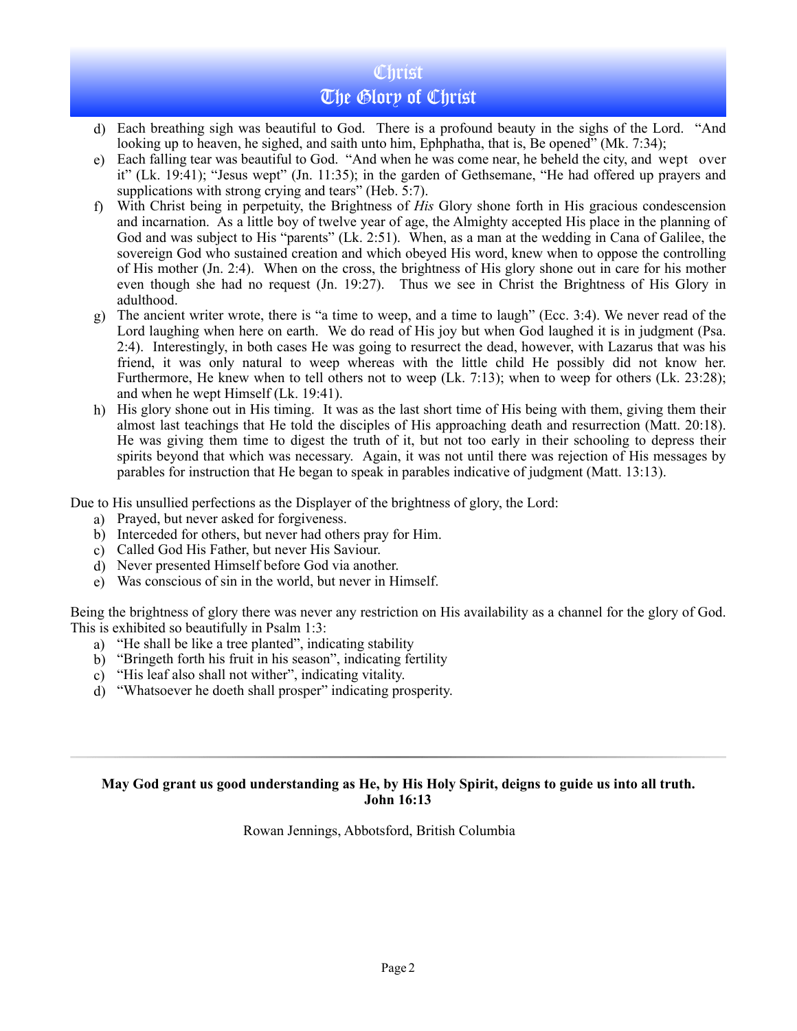d) Each breathing sigh was beautiful to God. There is a profound beauty in the sighs of the Lord. "And looking up to heaven, he sighed, and saith unto him, Ephphatha, that is, Be opened" (Mk. 7:34);

e) Each falling tear was beautiful to God. "And when he was come near, he beheld the city, and wept over it" (Lk. 19:41); "Jesus wept" (Jn. 11:35); in the garden of Gethsemane, "He had offered up prayers and supplications with strong crying and tears" (Heb. 5:7).

f) With Christ being in perpetuity, the Brightness of *His* Glory shone forth in His gracious condescension and incarnation. As a little boy of twelve year of age, the Almighty accepted His place in the planning of God and was subject to His "parents" (Lk. 2:51). When, as a man at the wedding in Cana of Galilee, the sovereign God who sustained creation and which obeyed His word, knew when to oppose the controlling of His mother (Jn. 2:4). When on the cross, the brightness of His glory shone out in care for his mother even though she had no request (Jn. 19:27). Thus we see in Christ the Brightness of His Glory in adulthood.

g) The ancient writer wrote, there is "a time to weep, and a time to laugh" (Ecc. 3:4). We never read of the Lord laughing when here on earth. We do read of His joy but when God laughed it is in judgment (Psa. 2:4). Interestingly, in both cases He was going to resurrect the dead, however, with Lazarus that was his friend, it was only natural to weep whereas with the little child He possibly did not know her. Furthermore, He knew when to tell others not to weep (Lk. 7:13); when to weep for others (Lk. 23:28); and when he wept Himself (Lk. 19:41).

h) His glory shone out in His timing. It was as the last short time of His being with them, giving them their almost last teachings that He told the disciples of His approaching death and resurrection (Matt. 20:18). He was giving them time to digest the truth of it, but not too early in their schooling to depress their spirits beyond that which was necessary. Again, it was not until there was rejection of His messages by parables for instruction that He began to speak in parables indicative of judgment (Matt. 13:13).

Due to His unsullied perfections as the Displayer of the brightness of glory, the Lord:

a) Prayed, but never asked for forgiveness.
b) Interceded for others, but never had others pray for Him.
c) Called God His Father, but never His Saviour.
d) Never presented Himself before God via another.
e) Was conscious of sin in the world, but never in Himself.

Being the brightness of glory there was never any restriction on His availability as a channel for the glory of God. This is exhibited so beautifully in Psalm 1:3:

a) "He shall be like a tree planted", indicating stability
b) "Bringeth forth his fruit in his season", indicating fertility
c) "His leaf also shall not wither", indicating vitality.
d) "Whatsoever he doeth shall prosper" indicating prosperity.

---

**May God grant us good understanding as He, by His Holy Spirit, deigns to guide us into all truth. John 16:13**

Rowan Jennings, Abbotsford, British Columbia